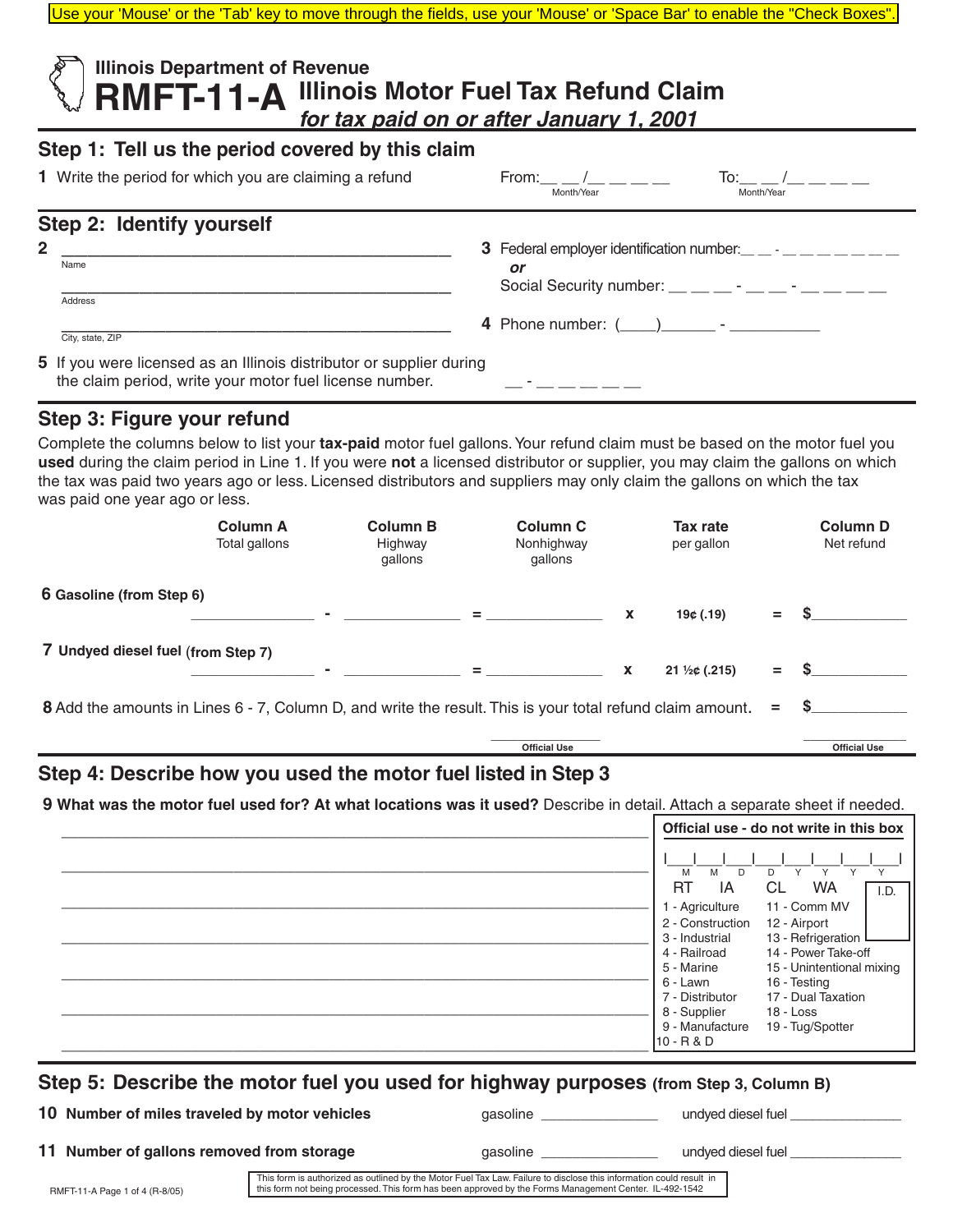Use your 'Mouse' or the 'Tab' key to move through the fields, use your 'Mouse' or 'Space Bar' to enable the "Check Boxes".

Illinois Department of Revenue

# RMFT-11-A Illinois Motor Fuel Tax Refund Claim

*for tax paid on or after January 1, 2001*

## Step 1: Tell us the period covered by this claim

**1** Write the period for which you are claiming a refund From: __ __ /__ __ __ __ (Month/Year) To: __ __ /__ __ __ __ (Month/Year)

## Step 2: Identify yourself

**2** ______________________________ Name

______________________________ Address

______________________________ City, state, ZIP

**3** Federal employer identification number: __ __ - __ __ __ __ __ __ __

*or*

Social Security number: __ __ __ - __ __ - __ __ __ __

**4** Phone number: (____)______ - __________

**5** If you were licensed as an Illinois distributor or supplier during the claim period, write your motor fuel license number. __ - __ __ __ __ __ __

## Step 3: Figure your refund

Complete the columns below to list your **tax-paid** motor fuel gallons. Your refund claim must be based on the motor fuel you **used** during the claim period in Line 1. If you were **not** a licensed distributor or supplier, you may claim the gallons on which the tax was paid two years ago or less. Licensed distributors and suppliers may only claim the gallons on which the tax was paid one year ago or less.

| | Column A Total gallons | | Column B Highway gallons | | Column C Nonhighway gallons | | Tax rate per gallon | | Column D Net refund |
|---|---|---|---|---|---|---|---|---|---|
| **6 Gasoline (from Step 6)** | ________ | - | ________ | = | ________ | x | 19¢ (.19) | = | $________ |
| **7 Undyed diesel fuel (from Step 7)** | ________ | - | ________ | = | ________ | x | 21 ½¢ (.215) | = | $________ |

**8** Add the amounts in Lines 6 - 7, Column D, and write the result. This is your total refund claim amount. = $________

Official Use ________ Official Use ________

## Step 4: Describe how you used the motor fuel listed in Step 3

**9 What was the motor fuel used for? At what locations was it used?** Describe in detail. Attach a separate sheet if needed.

______________________________

______________________________

______________________________

______________________________

______________________________

______________________________

______________________________

**Official use - do not write in this box**

M M D D Y Y Y Y

RT IA CL WA I.D.

1 - Agriculture
2 - Construction
3 - Industrial
4 - Railroad
5 - Marine
6 - Lawn
7 - Distributor
8 - Supplier
9 - Manufacture
10 - R & D
11 - Comm MV
12 - Airport
13 - Refrigeration
14 - Power Take-off
15 - Unintentional mixing
16 - Testing
17 - Dual Taxation
18 - Loss
19 - Tug/Spotter

## Step 5: Describe the motor fuel you used for highway purposes (from Step 3, Column B)

**10 Number of miles traveled by motor vehicles** gasoline ________ undyed diesel fuel ________

**11 Number of gallons removed from storage** gasoline ________ undyed diesel fuel ________

RMFT-11-A Page 1 of 4 (R-8/05)

This form is authorized as outlined by the Motor Fuel Tax Law. Failure to disclose this information could result in this form not being processed. This form has been approved by the Forms Management Center. IL-492-1542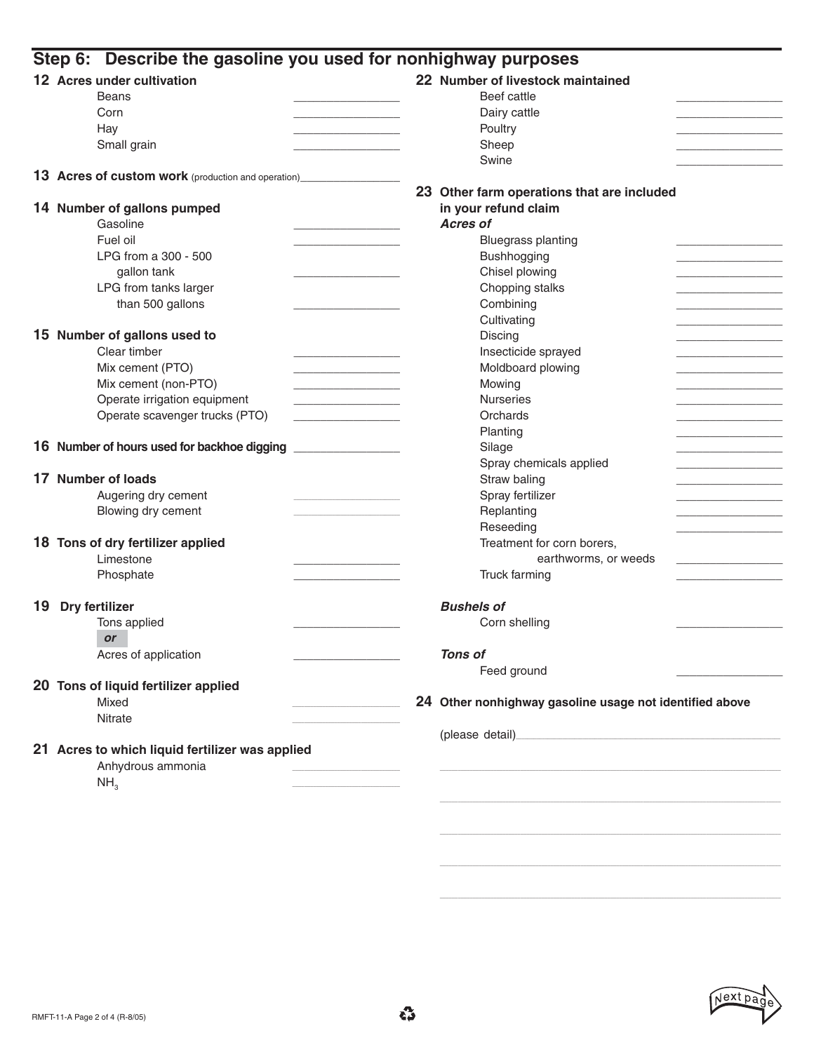## Step 6: Describe the gasoline you used for nonhighway purposes

**12 Acres under cultivation**

- Beans \_\_\_\_\_\_\_\_\_\_\_\_\_\_\_\_
- Corn \_\_\_\_\_\_\_\_\_\_\_\_\_\_\_\_
- Hay \_\_\_\_\_\_\_\_\_\_\_\_\_\_\_\_
- Small grain \_\_\_\_\_\_\_\_\_\_\_\_\_\_\_\_

**13 Acres of custom work** (production and operation) \_\_\_\_\_\_\_\_\_\_\_\_\_\_\_\_

**14 Number of gallons pumped**

- Gasoline \_\_\_\_\_\_\_\_\_\_\_\_\_\_\_\_
- Fuel oil \_\_\_\_\_\_\_\_\_\_\_\_\_\_\_\_
- LPG from a 300 - 500 gallon tank \_\_\_\_\_\_\_\_\_\_\_\_\_\_\_\_
- LPG from tanks larger than 500 gallons \_\_\_\_\_\_\_\_\_\_\_\_\_\_\_\_

**15 Number of gallons used to**

- Clear timber \_\_\_\_\_\_\_\_\_\_\_\_\_\_\_\_
- Mix cement (PTO) \_\_\_\_\_\_\_\_\_\_\_\_\_\_\_\_
- Mix cement (non-PTO) \_\_\_\_\_\_\_\_\_\_\_\_\_\_\_\_
- Operate irrigation equipment \_\_\_\_\_\_\_\_\_\_\_\_\_\_\_\_
- Operate scavenger trucks (PTO) \_\_\_\_\_\_\_\_\_\_\_\_\_\_\_\_

**16 Number of hours used for backhoe digging** \_\_\_\_\_\_\_\_\_\_\_\_\_\_\_\_

**17 Number of loads**

- Augering dry cement \_\_\_\_\_\_\_\_\_\_\_\_\_\_\_\_
- Blowing dry cement \_\_\_\_\_\_\_\_\_\_\_\_\_\_\_\_

**18 Tons of dry fertilizer applied**

- Limestone \_\_\_\_\_\_\_\_\_\_\_\_\_\_\_\_
- Phosphate \_\_\_\_\_\_\_\_\_\_\_\_\_\_\_\_

**19 Dry fertilizer**

- Tons applied \_\_\_\_\_\_\_\_\_\_\_\_\_\_\_\_

***or***

- Acres of application \_\_\_\_\_\_\_\_\_\_\_\_\_\_\_\_

**20 Tons of liquid fertilizer applied**

- Mixed \_\_\_\_\_\_\_\_\_\_\_\_\_\_\_\_
- Nitrate \_\_\_\_\_\_\_\_\_\_\_\_\_\_\_\_

**21 Acres to which liquid fertilizer was applied**

- Anhydrous ammonia \_\_\_\_\_\_\_\_\_\_\_\_\_\_\_\_
- $NH_3$ \_\_\_\_\_\_\_\_\_\_\_\_\_\_\_\_

**22 Number of livestock maintained**

- Beef cattle \_\_\_\_\_\_\_\_\_\_\_\_\_\_\_\_
- Dairy cattle \_\_\_\_\_\_\_\_\_\_\_\_\_\_\_\_
- Poultry \_\_\_\_\_\_\_\_\_\_\_\_\_\_\_\_
- Sheep \_\_\_\_\_\_\_\_\_\_\_\_\_\_\_\_
- Swine \_\_\_\_\_\_\_\_\_\_\_\_\_\_\_\_

**23 Other farm operations that are included in your refund claim**

***Acres of***

- Bluegrass planting \_\_\_\_\_\_\_\_\_\_\_\_\_\_\_\_
- Bushhogging \_\_\_\_\_\_\_\_\_\_\_\_\_\_\_\_
- Chisel plowing \_\_\_\_\_\_\_\_\_\_\_\_\_\_\_\_
- Chopping stalks \_\_\_\_\_\_\_\_\_\_\_\_\_\_\_\_
- Combining \_\_\_\_\_\_\_\_\_\_\_\_\_\_\_\_
- Cultivating \_\_\_\_\_\_\_\_\_\_\_\_\_\_\_\_
- Discing \_\_\_\_\_\_\_\_\_\_\_\_\_\_\_\_
- Insecticide sprayed \_\_\_\_\_\_\_\_\_\_\_\_\_\_\_\_
- Moldboard plowing \_\_\_\_\_\_\_\_\_\_\_\_\_\_\_\_
- Mowing \_\_\_\_\_\_\_\_\_\_\_\_\_\_\_\_
- Nurseries \_\_\_\_\_\_\_\_\_\_\_\_\_\_\_\_
- Orchards \_\_\_\_\_\_\_\_\_\_\_\_\_\_\_\_
- Planting \_\_\_\_\_\_\_\_\_\_\_\_\_\_\_\_
- Silage \_\_\_\_\_\_\_\_\_\_\_\_\_\_\_\_
- Spray chemicals applied \_\_\_\_\_\_\_\_\_\_\_\_\_\_\_\_
- Straw baling \_\_\_\_\_\_\_\_\_\_\_\_\_\_\_\_
- Spray fertilizer \_\_\_\_\_\_\_\_\_\_\_\_\_\_\_\_
- Replanting \_\_\_\_\_\_\_\_\_\_\_\_\_\_\_\_
- Reseeding \_\_\_\_\_\_\_\_\_\_\_\_\_\_\_\_
- Treatment for corn borers, earthworms, or weeds \_\_\_\_\_\_\_\_\_\_\_\_\_\_\_\_
- Truck farming \_\_\_\_\_\_\_\_\_\_\_\_\_\_\_\_

***Bushels of***

- Corn shelling \_\_\_\_\_\_\_\_\_\_\_\_\_\_\_\_

***Tons of***

- Feed ground \_\_\_\_\_\_\_\_\_\_\_\_\_\_\_\_

**24 Other nonhighway gasoline usage not identified above**

(please detail)\_\_\_\_\_\_\_\_\_\_\_\_\_\_\_\_\_\_\_\_\_\_\_\_\_\_\_\_\_\_\_\_\_\_\_\_\_\_\_\_

\_\_\_\_\_\_\_\_\_\_\_\_\_\_\_\_\_\_\_\_\_\_\_\_\_\_\_\_\_\_\_\_\_\_\_\_\_\_\_\_\_\_\_\_\_\_\_\_\_\_\_\_

\_\_\_\_\_\_\_\_\_\_\_\_\_\_\_\_\_\_\_\_\_\_\_\_\_\_\_\_\_\_\_\_\_\_\_\_\_\_\_\_\_\_\_\_\_\_\_\_\_\_\_\_

\_\_\_\_\_\_\_\_\_\_\_\_\_\_\_\_\_\_\_\_\_\_\_\_\_\_\_\_\_\_\_\_\_\_\_\_\_\_\_\_\_\_\_\_\_\_\_\_\_\_\_\_

\_\_\_\_\_\_\_\_\_\_\_\_\_\_\_\_\_\_\_\_\_\_\_\_\_\_\_\_\_\_\_\_\_\_\_\_\_\_\_\_\_\_\_\_\_\_\_\_\_\_\_\_

\_\_\_\_\_\_\_\_\_\_\_\_\_\_\_\_\_\_\_\_\_\_\_\_\_\_\_\_\_\_\_\_\_\_\_\_\_\_\_\_\_\_\_\_\_\_\_\_\_\_\_\_

RMFT-11-A (R-8/05)

Next page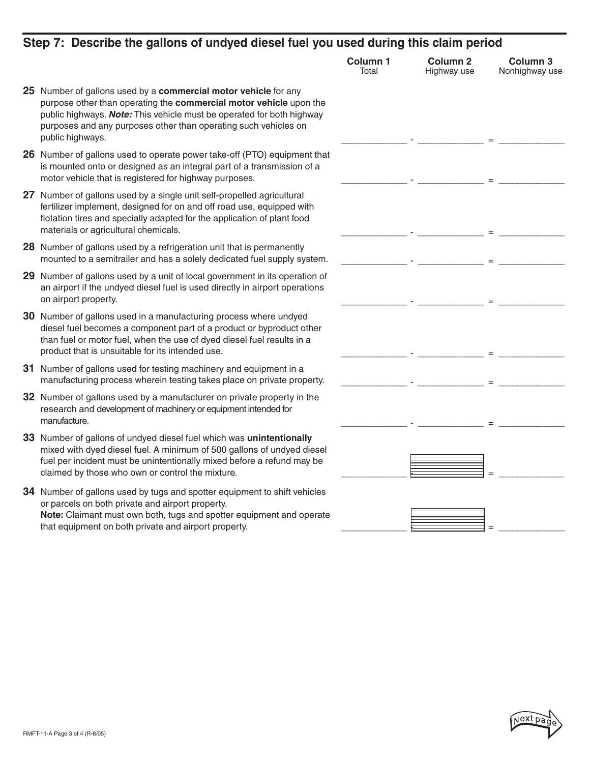## Step 7: Describe the gallons of undyed diesel fuel you used during this claim period

| | Column 1<br>Total | | Column 2<br>Highway use | | Column 3<br>Nonhighway use |
|---|---|---|---|---|---|
| **25** Number of gallons used by a **commercial motor vehicle** for any purpose other than operating the **commercial motor vehicle** upon the public highways. ***Note:*** This vehicle must be operated for both highway purposes and any purposes other than operating such vehicles on public highways. | _____________ | - | _____________ | = | _____________ |
| **26** Number of gallons used to operate power take-off (PTO) equipment that is mounted onto or designed as an integral part of a transmission of a motor vehicle that is registered for highway purposes. | _____________ | - | _____________ | = | _____________ |
| **27** Number of gallons used by a single unit self-propelled agricultural fertilizer implement, designed for on and off road use, equipped with flotation tires and specially adapted for the application of plant food materials or agricultural chemicals. | _____________ | - | _____________ | = | _____________ |
| **28** Number of gallons used by a refrigeration unit that is permanently mounted to a semitrailer and has a solely dedicated fuel supply system. | _____________ | - | _____________ | = | _____________ |
| **29** Number of gallons used by a unit of local government in its operation of an airport if the undyed diesel fuel is used directly in airport operations on airport property. | _____________ | - | _____________ | = | _____________ |
| **30** Number of gallons used in a manufacturing process where undyed diesel fuel becomes a component part of a product or byproduct other than fuel or motor fuel, when the use of dyed diesel fuel results in a product that is unsuitable for its intended use. | _____________ | - | _____________ | = | _____________ |
| **31** Number of gallons used for testing machinery and equipment in a manufacturing process wherein testing takes place on private property. | _____________ | - | _____________ | = | _____________ |
| **32** Number of gallons used by a manufacturer on private property in the research and development of machinery or equipment intended for manufacture. | _____________ | - | _____________ | = | _____________ |
| **33** Number of gallons of undyed diesel fuel which was **unintentionally** mixed with dyed diesel fuel. A minimum of 500 gallons of undyed diesel fuel per incident must be unintentionally mixed before a refund may be claimed by those who own or control the mixture. | _____________ | | | = | _____________ |
| **34** Number of gallons used by tugs and spotter equipment to shift vehicles or parcels on both private and airport property.<br>**Note:** Claimant must own both, tugs and spotter equipment and operate that equipment on both private and airport property. | _____________ | | | = | _____________ |

Next page

RMFT-11-A Page 3 of 4 (R-8/05)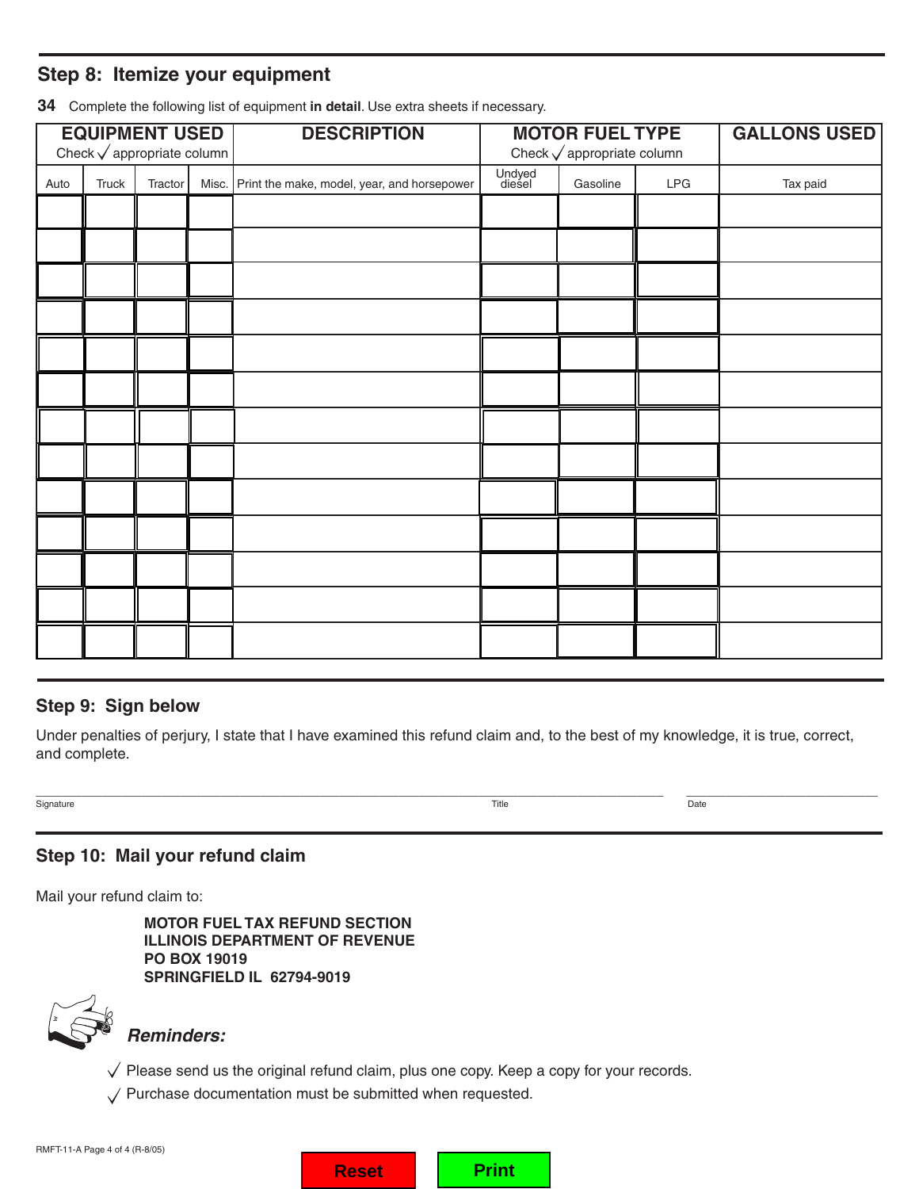## Step 8: Itemize your equipment

**34** Complete the following list of equipment **in detail**. Use extra sheets if necessary.

| EQUIPMENT USED Check ✓ appropriate column | | | | DESCRIPTION | MOTOR FUEL TYPE Check ✓ appropriate column | | | GALLONS USED |
|---|---|---|---|---|---|---|---|---|
| Auto | Truck | Tractor | Misc. | Print the make, model, year, and horsepower | Undyed diesel | Gasoline | LPG | Tax paid |
| | | | | | | | | |
| | | | | | | | | |
| | | | | | | | | |
| | | | | | | | | |
| | | | | | | | | |
| | | | | | | | | |
| | | | | | | | | |
| | | | | | | | | |
| | | | | | | | | |
| | | | | | | | | |
| | | | | | | | | |
| | | | | | | | | |
| | | | | | | | | |

## Step 9: Sign below

Under penalties of perjury, I state that I have examined this refund claim and, to the best of my knowledge, it is true, correct, and complete.

Signature _______________ Title _______________ Date _______________

## Step 10: Mail your refund claim

Mail your refund claim to:

**MOTOR FUEL TAX REFUND SECTION**
**ILLINOIS DEPARTMENT OF REVENUE**
**PO BOX 19019**
**SPRINGFIELD IL 62794-9019**

***Reminders:***

✓ Please send us the original refund claim, plus one copy. Keep a copy for your records.

✓ Purchase documentation must be submitted when requested.

RMFT-11-A Page 4 of 4 (R-8/05)